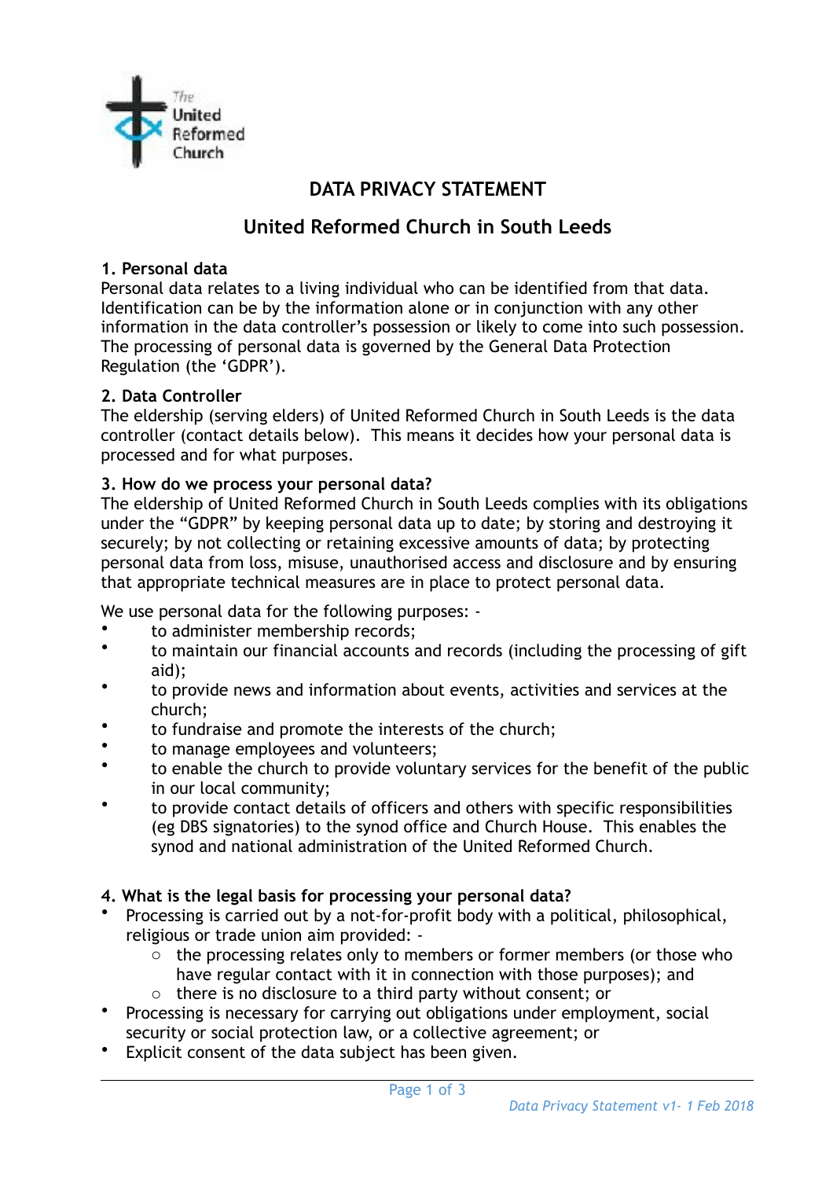# DATA PRIVACY STATEMENT

## United Reformed Church in South Leeds

### 1. Personal data

Personal data relates to a living individual who can be identified from that data. Identification can be by the information alone or in conjunction with any other information in the data controller's possession or likely to come into such possession. The processing of personal data is governed by the General Data Protection Regulation (the 'GDPR').

### 2. Data Controller

The eldership (serving elders) of United Reformed Church in South Leeds is the data controller (contact details below). This means it decides how your personal data is processed and for what purposes.

### 3. How do we process your personal data?

The eldership of United Reformed Church in South Leeds complies with its obligations under the "GDPR" by keeping personal data up to date; by storing and destroying it securely; by not collecting or retaining excessive amounts of data; by protecting personal data from loss, misuse, unauthorised access and disclosure and by ensuring that appropriate technical measures are in place to protect personal data.

We use personal data for the following purposes: -

- to administer membership records;
- to maintain our financial accounts and records (including the processing of gift aid);
- to provide news and information about events, activities and services at the church;
- to fundraise and promote the interests of the church;
- to manage employees and volunteers;
- to enable the church to provide voluntary services for the benefit of the public in our local community;
- to provide contact details of officers and others with specific responsibilities (eg DBS signatories) to the synod office and Church House. This enables the synod and national administration of the United Reformed Church.

### 4. What is the legal basis for processing your personal data?

- Processing is carried out by a not-for-profit body with a political, philosophical, religious or trade union aim provided: -
  - the processing relates only to members or former members (or those who have regular contact with it in connection with those purposes); and
  - there is no disclosure to a third party without consent; or
- Processing is necessary for carrying out obligations under employment, social security or social protection law, or a collective agreement; or
- Explicit consent of the data subject has been given.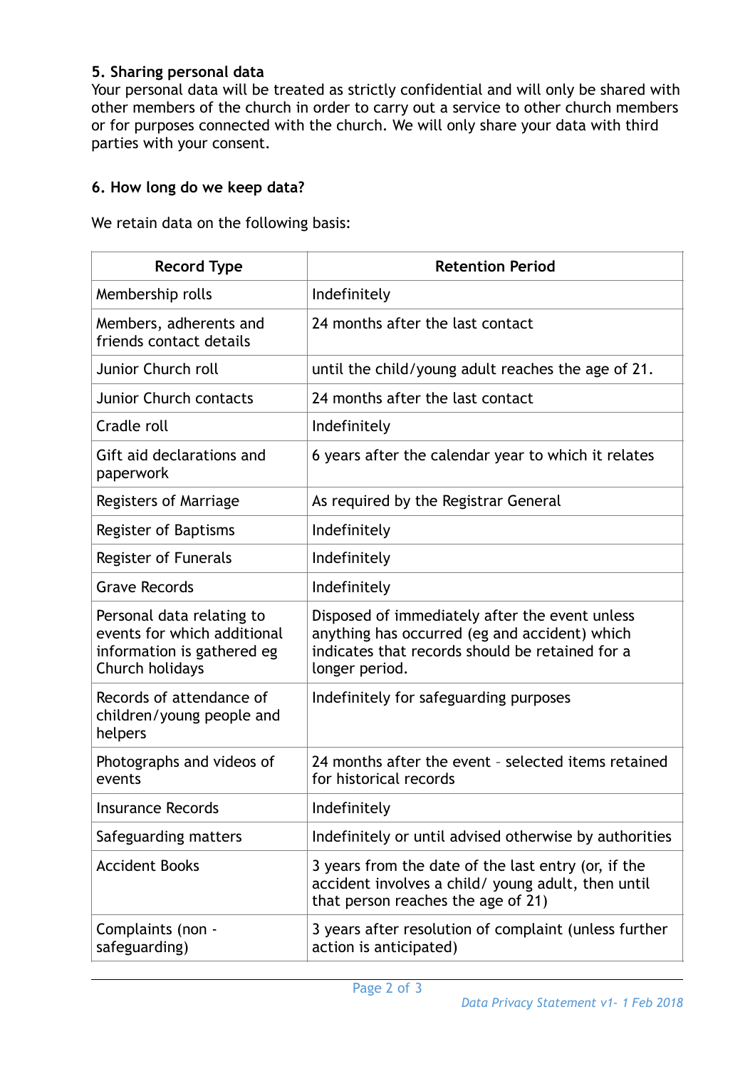### 5. Sharing personal data

Your personal data will be treated as strictly confidential and will only be shared with other members of the church in order to carry out a service to other church members or for purposes connected with the church. We will only share your data with third parties with your consent.

### 6. How long do we keep data?

We retain data on the following basis:

| Record Type | Retention Period |
|---|---|
| Membership rolls | Indefinitely |
| Members, adherents and friends contact details | 24 months after the last contact |
| Junior Church roll | until the child/young adult reaches the age of 21. |
| Junior Church contacts | 24 months after the last contact |
| Cradle roll | Indefinitely |
| Gift aid declarations and paperwork | 6 years after the calendar year to which it relates |
| Registers of Marriage | As required by the Registrar General |
| Register of Baptisms | Indefinitely |
| Register of Funerals | Indefinitely |
| Grave Records | Indefinitely |
| Personal data relating to events for which additional information is gathered eg Church holidays | Disposed of immediately after the event unless anything has occurred (eg and accident) which indicates that records should be retained for a longer period. |
| Records of attendance of children/young people and helpers | Indefinitely for safeguarding purposes |
| Photographs and videos of events | 24 months after the event - selected items retained for historical records |
| Insurance Records | Indefinitely |
| Safeguarding matters | Indefinitely or until advised otherwise by authorities |
| Accident Books | 3 years from the date of the last entry (or, if the accident involves a child/ young adult, then until that person reaches the age of 21) |
| Complaints (non - safeguarding) | 3 years after resolution of complaint (unless further action is anticipated) |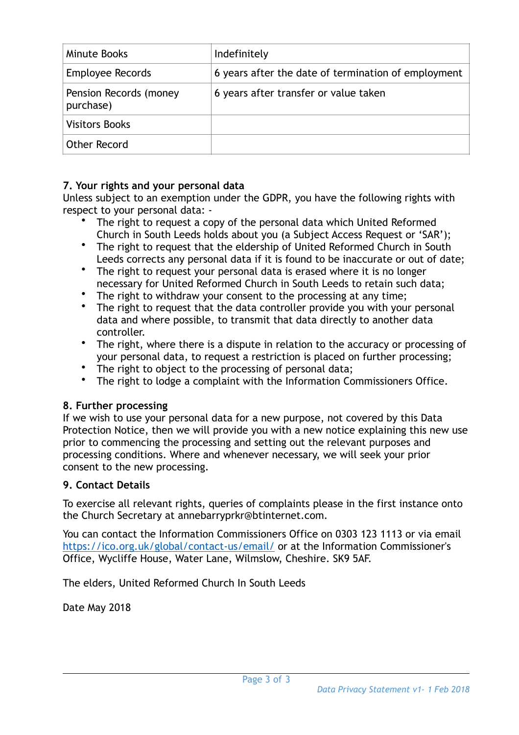| | |
|---|---|
| Minute Books | Indefinitely |
| Employee Records | 6 years after the date of termination of employment |
| Pension Records (money purchase) | 6 years after transfer or value taken |
| Visitors Books | |
| Other Record | |

**7. Your rights and your personal data**

Unless subject to an exemption under the GDPR, you have the following rights with respect to your personal data: -

- The right to request a copy of the personal data which United Reformed Church in South Leeds holds about you (a Subject Access Request or 'SAR');
- The right to request that the eldership of United Reformed Church in South Leeds corrects any personal data if it is found to be inaccurate or out of date;
- The right to request your personal data is erased where it is no longer necessary for United Reformed Church in South Leeds to retain such data;
- The right to withdraw your consent to the processing at any time;
- The right to request that the data controller provide you with your personal data and where possible, to transmit that data directly to another data controller.
- The right, where there is a dispute in relation to the accuracy or processing of your personal data, to request a restriction is placed on further processing;
- The right to object to the processing of personal data;
- The right to lodge a complaint with the Information Commissioners Office.

**8. Further processing**

If we wish to use your personal data for a new purpose, not covered by this Data Protection Notice, then we will provide you with a new notice explaining this new use prior to commencing the processing and setting out the relevant purposes and processing conditions. Where and whenever necessary, we will seek your prior consent to the new processing.

**9. Contact Details**

To exercise all relevant rights, queries of complaints please in the first instance onto the Church Secretary at annebarryprkr@btinternet.com.

You can contact the Information Commissioners Office on 0303 123 1113 or via email https://ico.org.uk/global/contact-us/email/ or at the Information Commissioner's Office, Wycliffe House, Water Lane, Wilmslow, Cheshire. SK9 5AF.

The elders, United Reformed Church In South Leeds

Date May 2018